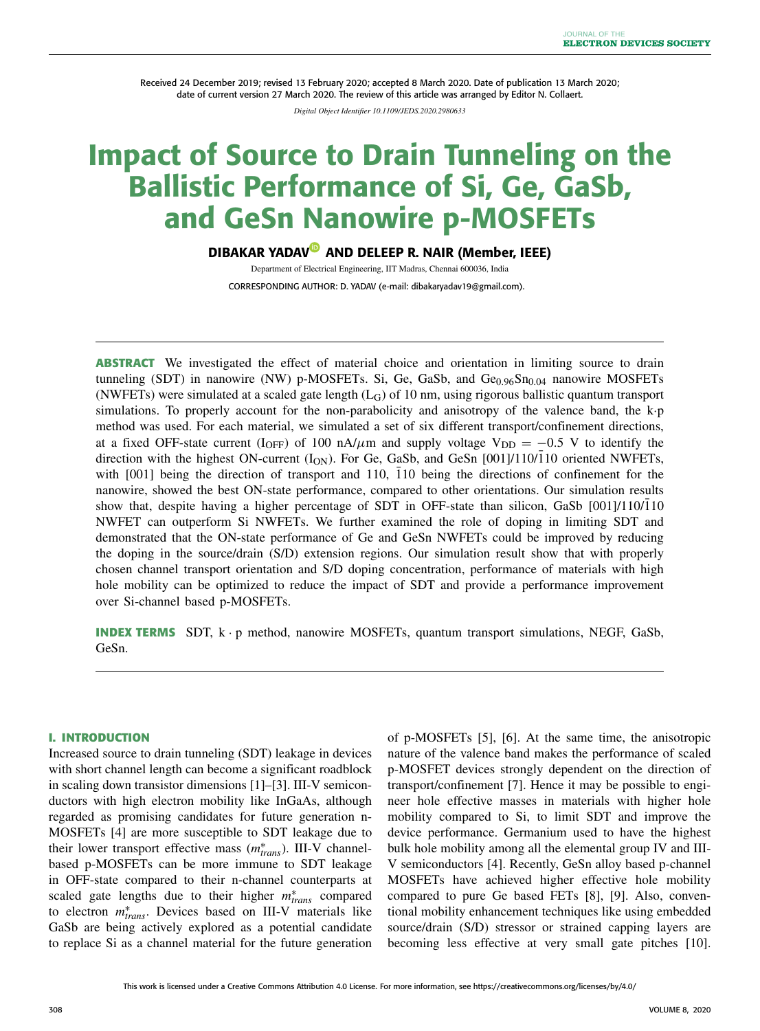Received 24 December 2019; revised 13 February 2020; accepted 8 March 2020. Date of publication 13 March 2020; date of current version 27 March 2020. The review of this article was arranged by Editor N. Collaert.

*Digital Object Identifier 10.1109/JEDS.2020.2980633*

# Impact of Source to Drain Tunneling on the Ballistic Performance of Si, Ge, GaSb, and GeSn Nanowire p-MOSFETs

**DIBAKAR YADAV AND DELEEP R. NAIR (Member, IEEE)**

Department of Electrical Engineering, IIT Madras, Chennai 600036, India

CORRESPONDING AUTHOR: D. YADAV (e-mail: dibakaryadav19@gmail.com).

**ABSTRACT** We investigated the effect of material choice and orientation in limiting source to drain tunneling (SDT) in nanowire (NW) p-MOSFETs. Si, Ge, GaSb, and $Ge_{0.96}Sn_{0.04}$ nanowire MOSFETs (NWFETs) were simulated at a scaled gate length ($L_G$) of 10 nm, using rigorous ballistic quantum transport simulations. To properly account for the non-parabolicity and anisotropy of the valence band, the k·p method was used. For each material, we simulated a set of six different transport/confinement directions, at a fixed OFF-state current ($I_{OFF}$) of 100 nA/$\mu$m and supply voltage $V_{DD} = -0.5$ V to identify the direction with the highest ON-current ($I_{ON}$). For Ge, GaSb, and GeSn [001]/110/$\bar{1}$10 oriented NWFETs, with [001] being the direction of transport and 110, $\bar{1}$10 being the directions of confinement for the nanowire, showed the best ON-state performance, compared to other orientations. Our simulation results show that, despite having a higher percentage of SDT in OFF-state than silicon, GaSb [001]/110/$\bar{1}$10 NWFET can outperform Si NWFETs. We further examined the role of doping in limiting SDT and demonstrated that the ON-state performance of Ge and GeSn NWFETs could be improved by reducing the doping in the source/drain (S/D) extension regions. Our simulation result show that with properly chosen channel transport orientation and S/D doping concentration, performance of materials with high hole mobility can be optimized to reduce the impact of SDT and provide a performance improvement over Si-channel based p-MOSFETs.

**INDEX TERMS** SDT, k · p method, nanowire MOSFETs, quantum transport simulations, NEGF, GaSb, GeSn.

## I. INTRODUCTION

Increased source to drain tunneling (SDT) leakage in devices with short channel length can become a significant roadblock in scaling down transistor dimensions [1]–[3]. III-V semiconductors with high electron mobility like InGaAs, although regarded as promising candidates for future generation n-MOSFETs [4] are more susceptible to SDT leakage due to their lower transport effective mass ($m^*_{trans}$). III-V channel-based p-MOSFETs can be more immune to SDT leakage in OFF-state compared to their n-channel counterparts at scaled gate lengths due to their higher $m^*_{trans}$ compared to electron $m^*_{trans}$. Devices based on III-V materials like GaSb are being actively explored as a potential candidate to replace Si as a channel material for the future generation of p-MOSFETs [5], [6]. At the same time, the anisotropic nature of the valence band makes the performance of scaled p-MOSFET devices strongly dependent on the direction of transport/confinement [7]. Hence it may be possible to engineer hole effective masses in materials with higher hole mobility compared to Si, to limit SDT and improve the device performance. Germanium used to have the highest bulk hole mobility among all the elemental group IV and III-V semiconductors [4]. Recently, GeSn alloy based p-channel MOSFETs have achieved higher effective hole mobility compared to pure Ge based FETs [8], [9]. Also, conventional mobility enhancement techniques like using embedded source/drain (S/D) stressor or strained capping layers are becoming less effective at very small gate pitches [10].

This work is licensed under a Creative Commons Attribution 4.0 License. For more information, see https://creativecommons.org/licenses/by/4.0/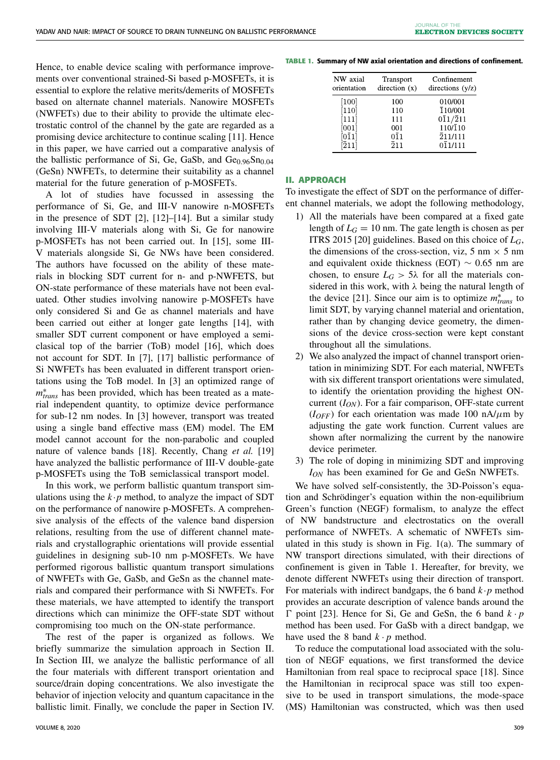Hence, to enable device scaling with performance improvements over conventional strained-Si based p-MOSFETs, it is essential to explore the relative merits/demerits of MOSFETs based on alternate channel materials. Nanowire MOSFETs (NWFETs) due to their ability to provide the ultimate electrostatic control of the channel by the gate are regarded as a promising device architecture to continue scaling [11]. Hence in this paper, we have carried out a comparative analysis of the ballistic performance of Si, Ge, GaSb, and $Ge_{0.96}Sn_{0.04}$ (GeSn) NWFETs, to determine their suitability as a channel material for the future generation of p-MOSFETs.

A lot of studies have focussed in assessing the performance of Si, Ge, and III-V nanowire n-MOSFETs in the presence of SDT [2], [12]–[14]. But a similar study involving III-V materials along with Si, Ge for nanowire p-MOSFETs has not been carried out. In [15], some III-V materials alongside Si, Ge NWs have been considered. The authors have focussed on the ability of these materials in blocking SDT current for n- and p-NWFETS, but ON-state performance of these materials have not been evaluated. Other studies involving nanowire p-MOSFETs have only considered Si and Ge as channel materials and have been carried out either at longer gate lengths [14], with smaller SDT current component or have employed a semi-clasical top of the barrier (ToB) model [16], which does not account for SDT. In [7], [17] ballistic performance of Si NWFETs has been evaluated in different transport orientations using the ToB model. In [3] an optimized range of $m^*_{trans}$ has been provided, which has been treated as a material independent quantity, to optimize device performance for sub-12 nm nodes. In [3] however, transport was treated using a single band effective mass (EM) model. The EM model cannot account for the non-parabolic and coupled nature of valence bands [18]. Recently, Chang *et al.* [19] have analyzed the ballistic performance of III-V double-gate p-MOSFETs using the ToB semiclassical transport model.

In this work, we perform ballistic quantum transport simulations using the $k \cdot p$ method, to analyze the impact of SDT on the performance of nanowire p-MOSFETs. A comprehensive analysis of the effects of the valence band dispersion relations, resulting from the use of different channel materials and crystallographic orientations will provide essential guidelines in designing sub-10 nm p-MOSFETs. We have performed rigorous ballistic quantum transport simulations of NWFETs with Ge, GaSb, and GeSn as the channel materials and compared their performance with Si NWFETs. For these materials, we have attempted to identify the transport directions which can minimize the OFF-state SDT without compromising too much on the ON-state performance.

The rest of the paper is organized as follows. We briefly summarize the simulation approach in Section II. In Section III, we analyze the ballistic performance of all the four materials with different transport orientation and source/drain doping concentrations. We also investigate the behavior of injection velocity and quantum capacitance in the ballistic limit. Finally, we conclude the paper in Section IV.

**TABLE 1. Summary of NW axial orientation and directions of confinement.**

| NW axial orientation | Transport direction (x) | Confinement directions (y/z) |
|---|---|---|
| [100] | 100 | 010/001 |
| [110] | 110 | $\bar{1}$10/001 |
| [111] | 111 | 0$\bar{1}$1/$\bar{2}$11 |
| [001] | 001 | 110/$\bar{1}$10 |
| [0$\bar{1}$1] | 0$\bar{1}$1 | $\bar{2}$11/111 |
| [$\bar{2}$11] | $\bar{2}$11 | 0$\bar{1}$1/111 |

## II. APPROACH

To investigate the effect of SDT on the performance of different channel materials, we adopt the following methodology,

1) All the materials have been compared at a fixed gate length of $L_G = 10$ nm. The gate length is chosen as per ITRS 2015 [20] guidelines. Based on this choice of $L_G$, the dimensions of the cross-section, viz, 5 nm × 5 nm and equivalent oxide thickness (EOT) $\sim$ 0.65 nm are chosen, to ensure $L_G > 5\lambda$ for all the materials considered in this work, with $\lambda$ being the natural length of the device [21]. Since our aim is to optimize $m^*_{trans}$ to limit SDT, by varying channel material and orientation, rather than by changing device geometry, the dimensions of the device cross-section were kept constant throughout all the simulations.
2) We also analyzed the impact of channel transport orientation in minimizing SDT. For each material, NWFETs with six different transport orientations were simulated, to identify the orientation providing the highest ON-current ($I_{ON}$). For a fair comparison, OFF-state current ($I_{OFF}$) for each orientation was made 100 nA/$\mu$m by adjusting the gate work function. Current values are shown after normalizing the current by the nanowire device perimeter.
3) The role of doping in minimizing SDT and improving $I_{ON}$ has been examined for Ge and GeSn NWFETs.

We have solved self-consistently, the 3D-Poisson's equation and Schrödinger's equation within the non-equilibrium Green's function (NEGF) formalism, to analyze the effect of NW bandstructure and electrostatics on the overall performance of NWFETs. A schematic of NWFETs simulated in this study is shown in Fig. 1(a). The summary of NW transport directions simulated, with their directions of confinement is given in Table 1. Hereafter, for brevity, we denote different NWFETs using their direction of transport. For materials with indirect bandgaps, the 6 band $k \cdot p$ method provides an accurate description of valence bands around the Γ point [23]. Hence for Si, Ge and GeSn, the 6 band $k \cdot p$ method has been used. For GaSb with a direct bandgap, we have used the 8 band $k \cdot p$ method.

To reduce the computational load associated with the solution of NEGF equations, we first transformed the device Hamiltonian from real space to reciprocal space [18]. Since the Hamiltonian in reciprocal space was still too expensive to be used in transport simulations, the mode-space (MS) Hamiltonian was constructed, which was then used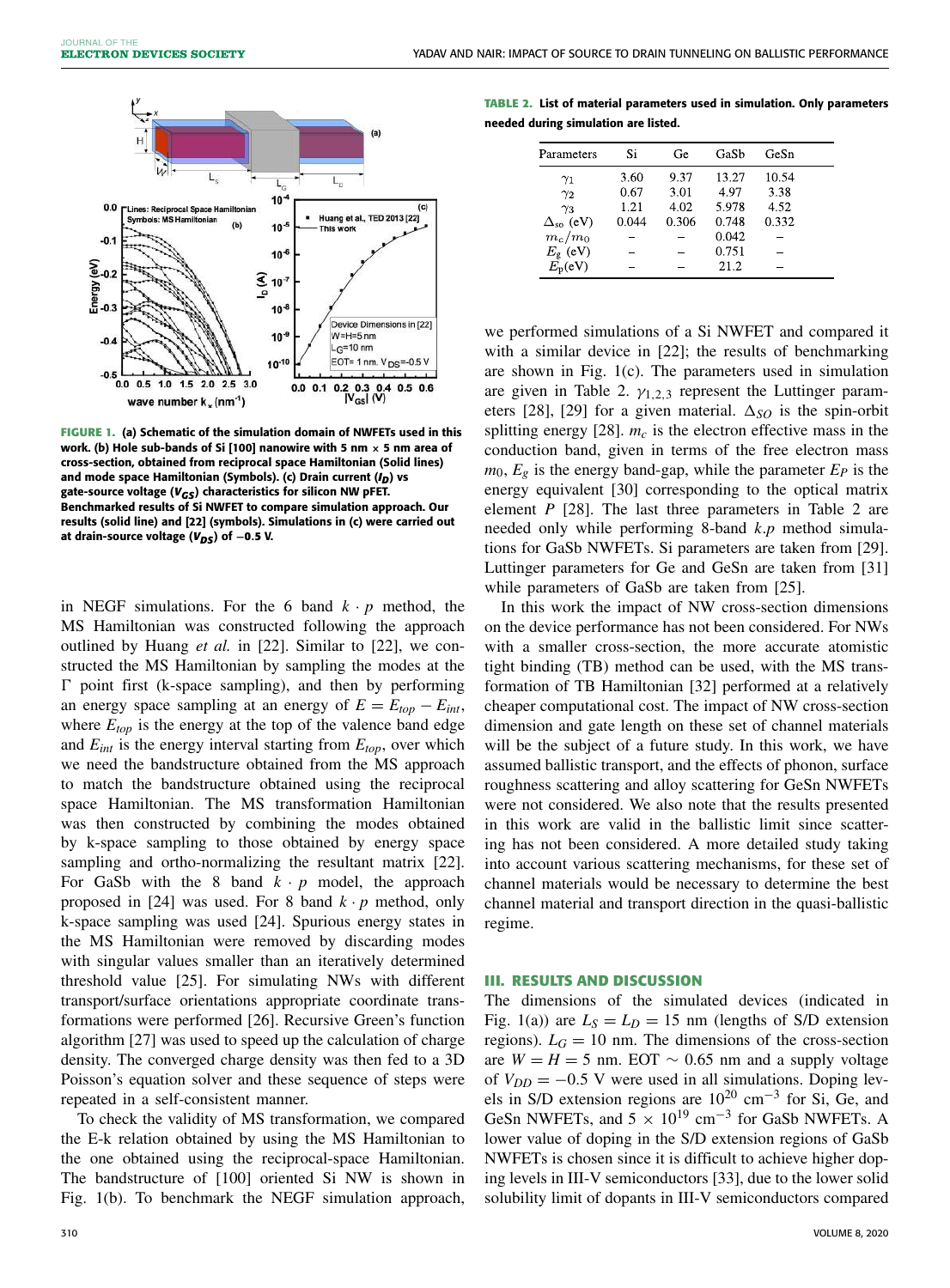**FIGURE 1. (a) Schematic of the simulation domain of NWFETs used in this work. (b) Hole sub-bands of Si [100] nanowire with 5 nm × 5 nm area of cross-section, obtained from reciprocal space Hamiltonian (Solid lines) and mode space Hamiltonian (Symbols). (c) Drain current ($I_D$) vs gate-source voltage ($V_{GS}$) characteristics for silicon NW pFET. Benchmarked results of Si NWFET to compare simulation approach. Our results (solid line) and [22] (symbols). Simulations in (c) were carried out at drain-source voltage ($V_{DS}$) of −0.5 V.**

in NEGF simulations. For the 6 band $k \cdot p$ method, the MS Hamiltonian was constructed following the approach outlined by Huang *et al.* in [22]. Similar to [22], we constructed the MS Hamiltonian by sampling the modes at the Γ point first (k-space sampling), and then by performing an energy space sampling at an energy of $E = E_{top} - E_{int}$, where $E_{top}$ is the energy at the top of the valence band edge and $E_{int}$ is the energy interval starting from $E_{top}$, over which we need the bandstructure obtained from the MS approach to match the bandstructure obtained using the reciprocal space Hamiltonian. The MS transformation Hamiltonian was then constructed by combining the modes obtained by k-space sampling to those obtained by energy space sampling and ortho-normalizing the resultant matrix [22]. For GaSb with the 8 band $k \cdot p$ model, the approach proposed in [24] was used. For 8 band $k \cdot p$ method, only k-space sampling was used [24]. Spurious energy states in the MS Hamiltonian were removed by discarding modes with singular values smaller than an iteratively determined threshold value [25]. For simulating NWs with different transport/surface orientations appropriate coordinate transformations were performed [26]. Recursive Green's function algorithm [27] was used to speed up the calculation of charge density. The converged charge density was then fed to a 3D Poisson's equation solver and these sequence of steps were repeated in a self-consistent manner.

To check the validity of MS transformation, we compared the E-k relation obtained by using the MS Hamiltonian to the one obtained using the reciprocal-space Hamiltonian. The bandstructure of [100] oriented Si NW is shown in Fig. 1(b). To benchmark the NEGF simulation approach, we performed simulations of a Si NWFET and compared it with a similar device in [22]; the results of benchmarking are shown in Fig. 1(c). The parameters used in simulation are given in Table 2. $\gamma_{1,2,3}$ represent the Luttinger parameters [28], [29] for a given material. $\Delta_{SO}$ is the spin-orbit splitting energy [28]. $m_c$ is the electron effective mass in the conduction band, given in terms of the free electron mass $m_0$, $E_g$ is the energy band-gap, while the parameter $E_P$ is the energy equivalent [30] corresponding to the optical matrix element $P$ [28]. The last three parameters in Table 2 are needed only while performing 8-band $k.p$ method simulations for GaSb NWFETs. Si parameters are taken from [29]. Luttinger parameters for Ge and GeSn are taken from [31] while parameters of GaSb are taken from [25].

**TABLE 2. List of material parameters used in simulation. Only parameters needed during simulation are listed.**

| Parameters | Si | Ge | GaSb | GeSn |
|---|---|---|---|---|
| $\gamma_1$ | 3.60 | 9.37 | 13.27 | 10.54 |
| $\gamma_2$ | 0.67 | 3.01 | 4.97 | 3.38 |
| $\gamma_3$ | 1.21 | 4.02 | 5.978 | 4.52 |
| $\Delta_{so}$ (eV) | 0.044 | 0.306 | 0.748 | 0.332 |
| $m_c/m_0$ | – | – | 0.042 | – |
| $E_g$ (eV) | – | – | 0.751 | – |
| $E_p$(eV) | – | – | 21.2 | – |

In this work the impact of NW cross-section dimensions on the device performance has not been considered. For NWs with a smaller cross-section, the more accurate atomistic tight binding (TB) method can be used, with the MS transformation of TB Hamiltonian [32] performed at a relatively cheaper computational cost. The impact of NW cross-section dimension and gate length on these set of channel materials will be the subject of a future study. In this work, we have assumed ballistic transport, and the effects of phonon, surface roughness scattering and alloy scattering for GeSn NWFETs were not considered. We also note that the results presented in this work are valid in the ballistic limit since scattering has not been considered. A more detailed study taking into account various scattering mechanisms, for these set of channel materials would be necessary to determine the best channel material and transport direction in the quasi-ballistic regime.

## III. RESULTS AND DISCUSSION

The dimensions of the simulated devices (indicated in Fig. 1(a)) are $L_S = L_D = 15$ nm (lengths of S/D extension regions). $L_G = 10$ nm. The dimensions of the cross-section are $W = H = 5$ nm. EOT ∼ 0.65 nm and a supply voltage of $V_{DD} = -0.5$ V were used in all simulations. Doping levels in S/D extension regions are $10^{20}$ cm$^{-3}$ for Si, Ge, and GeSn NWFETs, and $5 \times 10^{19}$ cm$^{-3}$ for GaSb NWFETs. A lower value of doping in the S/D extension regions of GaSb NWFETs is chosen since it is difficult to achieve higher doping levels in III-V semiconductors [33], due to the lower solid solubility limit of dopants in III-V semiconductors compared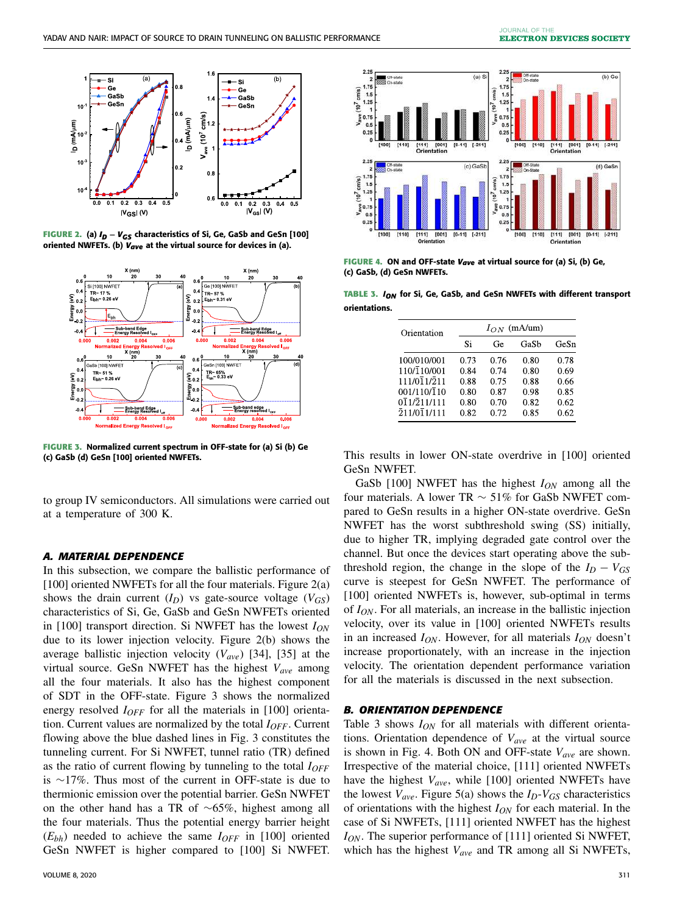**FIGURE 2.** **(a) $I_D - V_{GS}$ characteristics of Si, Ge, GaSb and GeSn [100] oriented NWFETs. (b) $V_{ave}$ at the virtual source for devices in (a).**

**FIGURE 3.** **Normalized current spectrum in OFF-state for (a) Si (b) Ge (c) GaSb (d) GeSn [100] oriented NWFETs.**

to group IV semiconductors. All simulations were carried out at a temperature of 300 K.

### *A. MATERIAL DEPENDENCE*

In this subsection, we compare the ballistic performance of [100] oriented NWFETs for all the four materials. Figure 2(a) shows the drain current ($I_D$) vs gate-source voltage ($V_{GS}$) characteristics of Si, Ge, GaSb and GeSn NWFETs oriented in [100] transport direction. Si NWFET has the lowest $I_{ON}$ due to its lower injection velocity. Figure 2(b) shows the average ballistic injection velocity ($V_{ave}$) [34], [35] at the virtual source. GeSn NWFET has the highest $V_{ave}$ among all the four materials. It also has the highest component of SDT in the OFF-state. Figure 3 shows the normalized energy resolved $I_{OFF}$ for all the materials in [100] orientation. Current values are normalized by the total $I_{OFF}$. Current flowing above the blue dashed lines in Fig. 3 constitutes the tunneling current. For Si NWFET, tunnel ratio (TR) defined as the ratio of current flowing by tunneling to the total $I_{OFF}$ is ~17%. Thus most of the current in OFF-state is due to thermionic emission over the potential barrier. GeSn NWFET on the other hand has a TR of ~65%, highest among all the four materials. Thus the potential energy barrier height ($E_{bh}$) needed to achieve the same $I_{OFF}$ in [100] oriented GeSn NWFET is higher compared to [100] Si NWFET. This results in lower ON-state overdrive in [100] oriented GeSn NWFET.

GaSb [100] NWFET has the highest $I_{ON}$ among all the four materials. A lower TR ~ 51% for GaSb NWFET compared to GeSn results in a higher ON-state overdrive. GeSn NWFET has the worst subthreshold swing (SS) initially, due to higher TR, implying degraded gate control over the channel. But once the devices start operating above the subthreshold region, the change in the slope of the $I_D - V_{GS}$ curve is steepest for GeSn NWFET. The performance of [100] oriented NWFETs is, however, sub-optimal in terms of $I_{ON}$. For all materials, an increase in the ballistic injection velocity, over its value in [100] oriented NWFETs results in an increased $I_{ON}$. However, for all materials $I_{ON}$ doesn't increase proportionately, with an increase in the injection velocity. The orientation dependent performance variation for all the materials is discussed in the next subsection.

**FIGURE 4.** **ON and OFF-state $V_{ave}$ at virtual source for (a) Si, (b) Ge, (c) GaSb, (d) GeSn NWFETs.**

**TABLE 3.** **$I_{ON}$ for Si, Ge, GaSb, and GeSn NWFETs with different transport orientations.**

| Orientation | $I_{ON}$ (mA/um) | | | |
|---|---|---|---|---|
| | Si | Ge | GaSb | GeSn |
| 100/010/001 | 0.73 | 0.76 | 0.80 | 0.78 |
| 110/$\bar{1}$10/001 | 0.84 | 0.74 | 0.80 | 0.69 |
| 111/0$\bar{1}$1/$\bar{2}$11 | 0.88 | 0.75 | 0.88 | 0.66 |
| 001/110/$\bar{1}$10 | 0.80 | 0.87 | 0.98 | 0.85 |
| 0$\bar{1}$1/$\bar{2}$11/111 | 0.80 | 0.70 | 0.82 | 0.62 |
| $\bar{2}$11/0$\bar{1}$1/111 | 0.82 | 0.72 | 0.85 | 0.62 |

### *B. ORIENTATION DEPENDENCE*

Table 3 shows $I_{ON}$ for all materials with different orientations. Orientation dependence of $V_{ave}$ at the virtual source is shown in Fig. 4. Both ON and OFF-state $V_{ave}$ are shown. Irrespective of the material choice, [111] oriented NWFETs have the highest $V_{ave}$, while [100] oriented NWFETs have the lowest $V_{ave}$. Figure 5(a) shows the $I_D$-$V_{GS}$ characteristics of orientations with the highest $I_{ON}$ for each material. In the case of Si NWFETs, [111] oriented NWFET has the highest $I_{ON}$. The superior performance of [111] oriented Si NWFET, which has the highest $V_{ave}$ and TR among all Si NWFETs,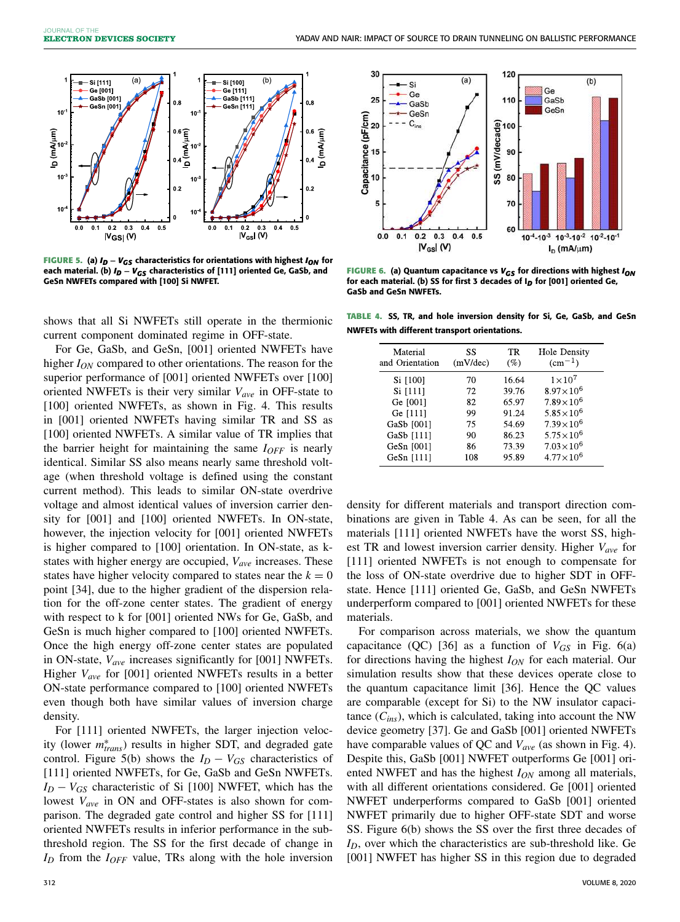**FIGURE 5.** (a) $I_D - V_{GS}$ characteristics for orientations with highest $I_{ON}$ for each material. (b) $I_D - V_{GS}$ characteristics of [111] oriented Ge, GaSb, and GeSn NWFETs compared with [100] Si NWFET.

shows that all Si NWFETs still operate in the thermionic current component dominated regime in OFF-state.

For Ge, GaSb, and GeSn, [001] oriented NWFETs have higher $I_{ON}$ compared to other orientations. The reason for the superior performance of [001] oriented NWFETs over [100] oriented NWFETs is their very similar $V_{ave}$ in OFF-state to [100] oriented NWFETs, as shown in Fig. 4. This results in [001] oriented NWFETs having similar TR and SS as [100] oriented NWFETs. A similar value of TR implies that the barrier height for maintaining the same $I_{OFF}$ is nearly identical. Similar SS also means nearly same threshold voltage (when threshold voltage is defined using the constant current method). This leads to similar ON-state overdrive voltage and almost identical values of inversion carrier density for [001] and [100] oriented NWFETs. In ON-state, however, the injection velocity for [001] oriented NWFETs is higher compared to [100] orientation. In ON-state, as k-states with higher energy are occupied, $V_{ave}$ increases. These states have higher velocity compared to states near the $k = 0$ point [34], due to the higher gradient of the dispersion relation for the off-zone center states. The gradient of energy with respect to k for [001] oriented NWs for Ge, GaSb, and GeSn is much higher compared to [100] oriented NWFETs. Once the high energy off-zone center states are populated in ON-state, $V_{ave}$ increases significantly for [001] NWFETs. Higher $V_{ave}$ for [001] oriented NWFETs results in a better ON-state performance compared to [100] oriented NWFETs even though both have similar values of inversion charge density.

For [111] oriented NWFETs, the larger injection velocity (lower $m^*_{trans}$) results in higher SDT, and degraded gate control. Figure 5(b) shows the $I_D - V_{GS}$ characteristics of [111] oriented NWFETs, for Ge, GaSb and GeSn NWFETs. $I_D - V_{GS}$ characteristic of Si [100] NWFET, which has the lowest $V_{ave}$ in ON and OFF-states is also shown for comparison. The degraded gate control and higher SS for [111] oriented NWFETs results in inferior performance in the sub-threshold region. The SS for the first decade of change in $I_D$ from the $I_{OFF}$ value, TRs along with the hole inversion density for different materials and transport direction combinations are given in Table 4. As can be seen, for all the materials [111] oriented NWFETs have the worst SS, highest TR and lowest inversion carrier density. Higher $V_{ave}$ for [111] oriented NWFETs is not enough to compensate for the loss of ON-state overdrive due to higher SDT in OFF-state. Hence [111] oriented Ge, GaSb, and GeSn NWFETs underperform compared to [001] oriented NWFETs for these materials.

**FIGURE 6.** (a) Quantum capacitance vs $V_{GS}$ for directions with highest $I_{ON}$ for each material. (b) SS for first 3 decades of $I_D$ for [001] oriented Ge, GaSb and GeSn NWFETs.

**TABLE 4.** SS, TR, and hole inversion density for Si, Ge, GaSb, and GeSn NWFETs with different transport orientations.

| Material and Orientation | SS (mV/dec) | TR (%) | Hole Density ($cm^{-1}$) |
|---|---|---|---|
| Si [100] | 70 | 16.64 | $1\times10^7$ |
| Si [111] | 72 | 39.76 | $8.97\times10^6$ |
| Ge [001] | 82 | 65.97 | $7.89\times10^6$ |
| Ge [111] | 99 | 91.24 | $5.85\times10^6$ |
| GaSb [001] | 75 | 54.69 | $7.39\times10^6$ |
| GaSb [111] | 90 | 86.23 | $5.75\times10^6$ |
| GeSn [001] | 86 | 73.39 | $7.03\times10^6$ |
| GeSn [111] | 108 | 95.89 | $4.77\times10^6$ |

For comparison across materials, we show the quantum capacitance (QC) [36] as a function of $V_{GS}$ in Fig. 6(a) for directions having the highest $I_{ON}$ for each material. Our simulation results show that these devices operate close to the quantum capacitance limit [36]. Hence the QC values are comparable (except for Si) to the NW insulator capacitance ($C_{ins}$), which is calculated, taking into account the NW device geometry [37]. Ge and GaSb [001] oriented NWFETs have comparable values of QC and $V_{ave}$ (as shown in Fig. 4). Despite this, GaSb [001] NWFET outperforms Ge [001] oriented NWFET and has the highest $I_{ON}$ among all materials, with all different orientations considered. Ge [001] oriented NWFET underperforms compared to GaSb [001] oriented NWFET primarily due to higher OFF-state SDT and worse SS. Figure 6(b) shows the SS over the first three decades of $I_D$, over which the characteristics are sub-threshold like. Ge [001] NWFET has higher SS in this region due to degraded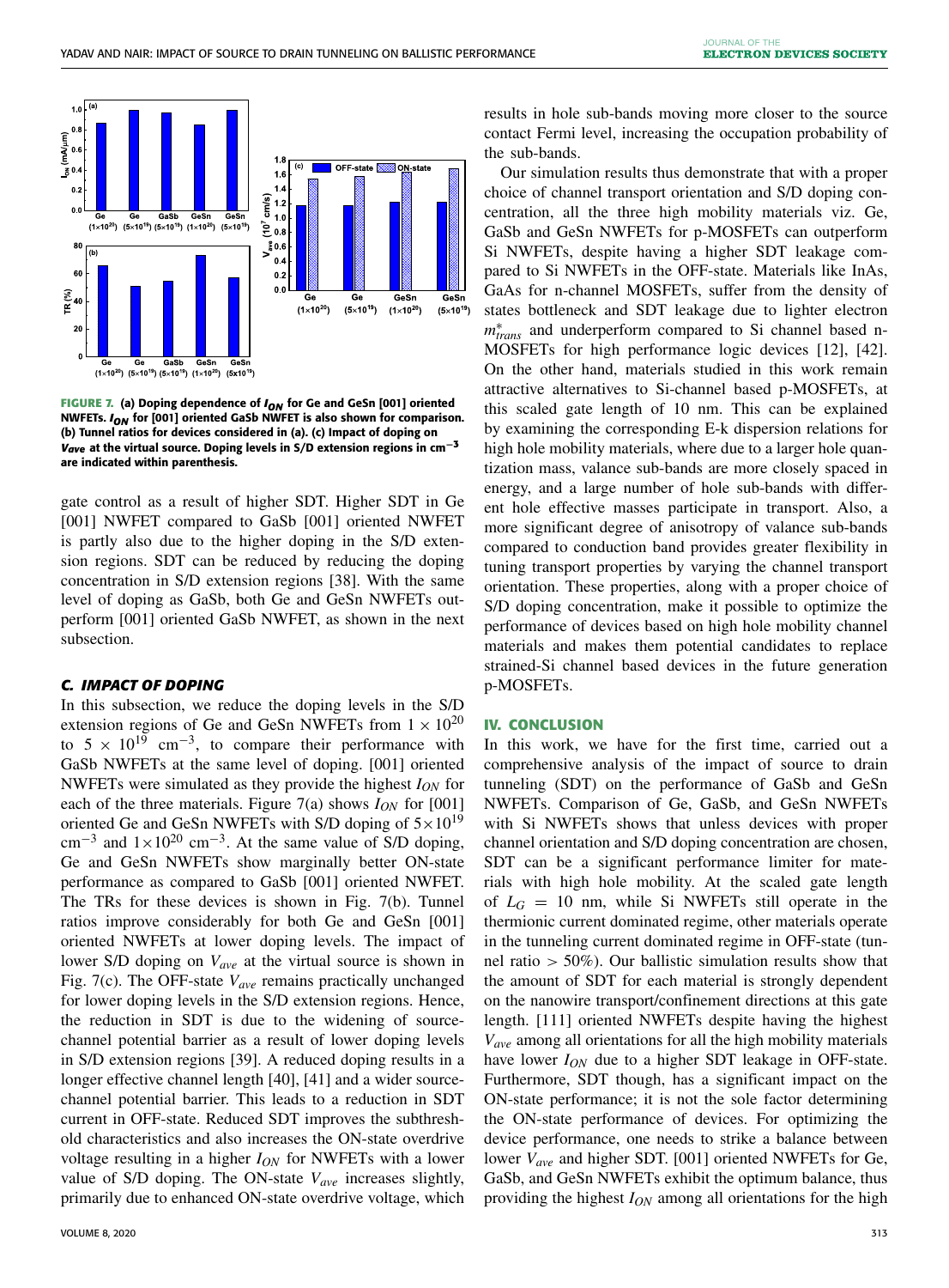(a)

$I_{ON}$ (mA/µm)

1.0
0.8
0.6
0.4
0.2
0.0

Ge $(1\times10^{20})$ Ge $(5\times10^{19})$ GaSb $(5\times10^{19})$ GeSn $(1\times10^{20})$ GeSn $(5\times10^{19})$

(b)

TR (%)

80
60
40
20
0

Ge $(1\times10^{20})$ Ge $(5\times10^{19})$ GaSb $(5\times10^{19})$ GeSn $(1\times10^{20})$ GeSn $(5\times10^{19})$

(c) OFF-state ON-state

$V_{ave}$ ($10^7$ cm/s)

1.8
1.6
1.4
1.2
1.0
0.8
0.6
0.4
0.2
0.0

Ge $(1\times10^{20})$ Ge $(5\times10^{19})$ GeSn $(1\times10^{20})$ GeSn $(5\times10^{19})$

**FIGURE 7. (a) Doping dependence of $I_{ON}$ for Ge and GeSn [001] oriented NWFETs. $I_{ON}$ for [001] oriented GaSb NWFET is also shown for comparison. (b) Tunnel ratios for devices considered in (a). (c) Impact of doping on $V_{ave}$ at the virtual source. Doping levels in S/D extension regions in $cm^{-3}$ are indicated within parenthesis.**

gate control as a result of higher SDT. Higher SDT in Ge [001] NWFET compared to GaSb [001] oriented NWFET is partly also due to the higher doping in the S/D extension regions. SDT can be reduced by reducing the doping concentration in S/D extension regions [38]. With the same level of doping as GaSb, both Ge and GeSn NWFETs outperform [001] oriented GaSb NWFET, as shown in the next subsection.

### C. IMPACT OF DOPING

In this subsection, we reduce the doping levels in the S/D extension regions of Ge and GeSn NWFETs from $1 \times 10^{20}$ to $5 \times 10^{19}$ $cm^{-3}$, to compare their performance with GaSb NWFETs at the same level of doping. [001] oriented NWFETs were simulated as they provide the highest $I_{ON}$ for each of the three materials. Figure 7(a) shows $I_{ON}$ for [001] oriented Ge and GeSn NWFETs with S/D doping of $5\times10^{19}$ $cm^{-3}$ and $1\times10^{20}$ $cm^{-3}$. At the same value of S/D doping, Ge and GeSn NWFETs show marginally better ON-state performance as compared to GaSb [001] oriented NWFET. The TRs for these devices is shown in Fig. 7(b). Tunnel ratios improve considerably for both Ge and GeSn [001] oriented NWFETs at lower doping levels. The impact of lower S/D doping on $V_{ave}$ at the virtual source is shown in Fig. 7(c). The OFF-state $V_{ave}$ remains practically unchanged for lower doping levels in the S/D extension regions. Hence, the reduction in SDT is due to the widening of source-channel potential barrier as a result of lower doping levels in S/D extension regions [39]. A reduced doping results in a longer effective channel length [40], [41] and a wider source-channel potential barrier. This leads to a reduction in SDT current in OFF-state. Reduced SDT improves the subthreshold characteristics and also increases the ON-state overdrive voltage resulting in a higher $I_{ON}$ for NWFETs with a lower value of S/D doping. The ON-state $V_{ave}$ increases slightly, primarily due to enhanced ON-state overdrive voltage, which results in hole sub-bands moving more closer to the source contact Fermi level, increasing the occupation probability of the sub-bands.

Our simulation results thus demonstrate that with a proper choice of channel transport orientation and S/D doping concentration, all the three high mobility materials viz. Ge, GaSb and GeSn NWFETs for p-MOSFETs can outperform Si NWFETs, despite having a higher SDT leakage compared to Si NWFETs in the OFF-state. Materials like InAs, GaAs for n-channel MOSFETs, suffer from the density of states bottleneck and SDT leakage due to lighter electron $m^*_{trans}$ and underperform compared to Si channel based n-MOSFETs for high performance logic devices [12], [42]. On the other hand, materials studied in this work remain attractive alternatives to Si-channel based p-MOSFETs, at this scaled gate length of 10 nm. This can be explained by examining the corresponding E-k dispersion relations for high hole mobility materials, where due to a larger hole quantization mass, valance sub-bands are more closely spaced in energy, and a large number of hole sub-bands with different hole effective masses participate in transport. Also, a more significant degree of anisotropy of valance sub-bands compared to conduction band provides greater flexibility in tuning transport properties by varying the channel transport orientation. These properties, along with a proper choice of S/D doping concentration, make it possible to optimize the performance of devices based on high hole mobility channel materials and makes them potential candidates to replace strained-Si channel based devices in the future generation p-MOSFETs.

## IV. CONCLUSION

In this work, we have for the first time, carried out a comprehensive analysis of the impact of source to drain tunneling (SDT) on the performance of GaSb and GeSn NWFETs. Comparison of Ge, GaSb, and GeSn NWFETs with Si NWFETs shows that unless devices with proper channel orientation and S/D doping concentration are chosen, SDT can be a significant performance limiter for materials with high hole mobility. At the scaled gate length of $L_G$ = 10 nm, while Si NWFETs still operate in the thermionic current dominated regime, other materials operate in the tunneling current dominated regime in OFF-state (tunnel ratio > 50%). Our ballistic simulation results show that the amount of SDT for each material is strongly dependent on the nanowire transport/confinement directions at this gate length. [111] oriented NWFETs despite having the highest $V_{ave}$ among all orientations for all the high mobility materials have lower $I_{ON}$ due to a higher SDT leakage in OFF-state. Furthermore, SDT though, has a significant impact on the ON-state performance; it is not the sole factor determining the ON-state performance of devices. For optimizing the device performance, one needs to strike a balance between lower $V_{ave}$ and higher SDT. [001] oriented NWFETs for Ge, GaSb, and GeSn NWFETs exhibit the optimum balance, thus providing the highest $I_{ON}$ among all orientations for the high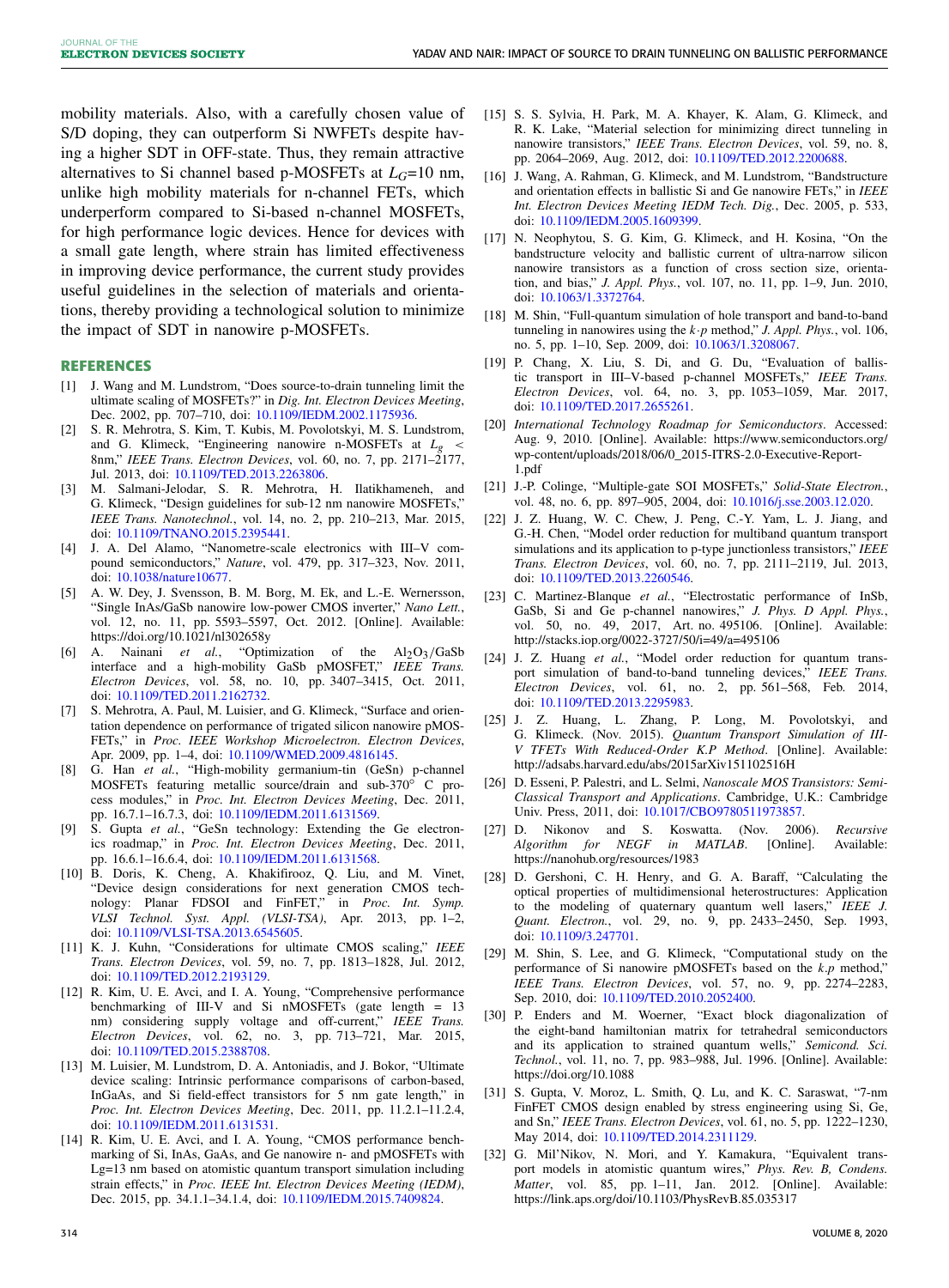mobility materials. Also, with a carefully chosen value of S/D doping, they can outperform Si NWFETs despite having a higher SDT in OFF-state. Thus, they remain attractive alternatives to Si channel based p-MOSFETs at $L_G$=10 nm, unlike high mobility materials for n-channel FETs, which underperform compared to Si-based n-channel MOSFETs, for high performance logic devices. Hence for devices with a small gate length, where strain has limited effectiveness in improving device performance, the current study provides useful guidelines in the selection of materials and orientations, thereby providing a technological solution to minimize the impact of SDT in nanowire p-MOSFETs.

## REFERENCES

[1] J. Wang and M. Lundstrom, "Does source-to-drain tunneling limit the ultimate scaling of MOSFETs?" in *Dig. Int. Electron Devices Meeting*, Dec. 2002, pp. 707–710, doi: 10.1109/IEDM.2002.1175936.

[2] S. R. Mehrotra, S. Kim, T. Kubis, M. Povolotskyi, M. S. Lundstrom, and G. Klimeck, "Engineering nanowire n-MOSFETs at $L_g$ < 8nm," *IEEE Trans. Electron Devices*, vol. 60, no. 7, pp. 2171–2177, Jul. 2013, doi: 10.1109/TED.2013.2263806.

[3] M. Salmani-Jelodar, S. R. Mehrotra, H. Ilatikhameneh, and G. Klimeck, "Design guidelines for sub-12 nm nanowire MOSFETs," *IEEE Trans. Nanotechnol.*, vol. 14, no. 2, pp. 210–213, Mar. 2015, doi: 10.1109/TNANO.2015.2395441.

[4] J. A. Del Alamo, "Nanometre-scale electronics with III–V compound semiconductors," *Nature*, vol. 479, pp. 317–323, Nov. 2011, doi: 10.1038/nature10677.

[5] A. W. Dey, J. Svensson, B. M. Borg, M. Ek, and L.-E. Wernersson, "Single InAs/GaSb nanowire low-power CMOS inverter," *Nano Lett.*, vol. 12, no. 11, pp. 5593–5597, Oct. 2012. [Online]. Available: https://doi.org/10.1021/nl302658y

[6] A. Nainani *et al.*, "Optimization of the $Al_2O_3$/GaSb interface and a high-mobility GaSb pMOSFET," *IEEE Trans. Electron Devices*, vol. 58, no. 10, pp. 3407–3415, Oct. 2011, doi: 10.1109/TED.2011.2162732.

[7] S. Mehrotra, A. Paul, M. Luisier, and G. Klimeck, "Surface and orientation dependence on performance of trigated silicon nanowire pMOSFETs," in *Proc. IEEE Workshop Microelectron. Electron Devices*, Apr. 2009, pp. 1–4, doi: 10.1109/WMED.2009.4816145.

[8] G. Han *et al.*, "High-mobility germanium-tin (GeSn) p-channel MOSFETs featuring metallic source/drain and sub-370° C process modules," in *Proc. Int. Electron Devices Meeting*, Dec. 2011, pp. 16.7.1–16.7.3, doi: 10.1109/IEDM.2011.6131569.

[9] S. Gupta *et al.*, "GeSn technology: Extending the Ge electronics roadmap," in *Proc. Int. Electron Devices Meeting*, Dec. 2011, pp. 16.6.1–16.6.4, doi: 10.1109/IEDM.2011.6131568.

[10] B. Doris, K. Cheng, A. Khakifirooz, Q. Liu, and M. Vinet, "Device design considerations for next generation CMOS technology: Planar FDSOI and FinFET," in *Proc. Int. Symp. VLSI Technol. Syst. Appl. (VLSI-TSA)*, Apr. 2013, pp. 1–2, doi: 10.1109/VLSI-TSA.2013.6545605.

[11] K. J. Kuhn, "Considerations for ultimate CMOS scaling," *IEEE Trans. Electron Devices*, vol. 59, no. 7, pp. 1813–1828, Jul. 2012, doi: 10.1109/TED.2012.2193129.

[12] R. Kim, U. E. Avci, and I. A. Young, "Comprehensive performance benchmarking of III-V and Si nMOSFETs (gate length = 13 nm) considering supply voltage and off-current," *IEEE Trans. Electron Devices*, vol. 62, no. 3, pp. 713–721, Mar. 2015, doi: 10.1109/TED.2015.2388708.

[13] M. Luisier, M. Lundstrom, D. A. Antoniadis, and J. Bokor, "Ultimate device scaling: Intrinsic performance comparisons of carbon-based, InGaAs, and Si field-effect transistors for 5 nm gate length," in *Proc. Int. Electron Devices Meeting*, Dec. 2011, pp. 11.2.1–11.2.4, doi: 10.1109/IEDM.2011.6131531.

[14] R. Kim, U. E. Avci, and I. A. Young, "CMOS performance benchmarking of Si, InAs, GaAs, and Ge nanowire n- and pMOSFETs with Lg=13 nm based on atomistic quantum transport simulation including strain effects," in *Proc. IEEE Int. Electron Devices Meeting (IEDM)*, Dec. 2015, pp. 34.1.1–34.1.4, doi: 10.1109/IEDM.2015.7409824.

[15] S. S. Sylvia, H. Park, M. A. Khayer, K. Alam, G. Klimeck, and R. K. Lake, "Material selection for minimizing direct tunneling in nanowire transistors," *IEEE Trans. Electron Devices*, vol. 59, no. 8, pp. 2064–2069, Aug. 2012, doi: 10.1109/TED.2012.2200688.

[16] J. Wang, A. Rahman, G. Klimeck, and M. Lundstrom, "Bandstructure and orientation effects in ballistic Si and Ge nanowire FETs," in *IEEE Int. Electron Devices Meeting IEDM Tech. Dig.*, Dec. 2005, p. 533, doi: 10.1109/IEDM.2005.1609399.

[17] N. Neophytou, S. G. Kim, G. Klimeck, and H. Kosina, "On the bandstructure velocity and ballistic current of ultra-narrow silicon nanowire transistors as a function of cross section size, orientation, and bias," *J. Appl. Phys.*, vol. 107, no. 11, pp. 1–9, Jun. 2010, doi: 10.1063/1.3372764.

[18] M. Shin, "Full-quantum simulation of hole transport and band-to-band tunneling in nanowires using the $k{\cdot}p$ method," *J. Appl. Phys.*, vol. 106, no. 5, pp. 1–10, Sep. 2009, doi: 10.1063/1.3208067.

[19] P. Chang, X. Liu, S. Di, and G. Du, "Evaluation of ballistic transport in III–V-based p-channel MOSFETs," *IEEE Trans. Electron Devices*, vol. 64, no. 3, pp. 1053–1059, Mar. 2017, doi: 10.1109/TED.2017.2655261.

[20] *International Technology Roadmap for Semiconductors*. Accessed: Aug. 9, 2010. [Online]. Available: https://www.semiconductors.org/wp-content/uploads/2018/06/0_2015-ITRS-2.0-Executive-Report-1.pdf

[21] J.-P. Colinge, "Multiple-gate SOI MOSFETs," *Solid-State Electron.*, vol. 48, no. 6, pp. 897–905, 2004, doi: 10.1016/j.sse.2003.12.020.

[22] J. Z. Huang, W. C. Chew, J. Peng, C.-Y. Yam, L. J. Jiang, and G.-H. Chen, "Model order reduction for multiband quantum transport simulations and its application to p-type junctionless transistors," *IEEE Trans. Electron Devices*, vol. 60, no. 7, pp. 2111–2119, Jul. 2013, doi: 10.1109/TED.2013.2260546.

[23] C. Martinez-Blanque *et al.*, "Electrostatic performance of InSb, GaSb, Si and Ge p-channel nanowires," *J. Phys. D Appl. Phys.*, vol. 50, no. 49, 2017, Art. no. 495106. [Online]. Available: http://stacks.iop.org/0022-3727/50/i=49/a=495106

[24] J. Z. Huang *et al.*, "Model order reduction for quantum transport simulation of band-to-band tunneling devices," *IEEE Trans. Electron Devices*, vol. 61, no. 2, pp. 561–568, Feb. 2014, doi: 10.1109/TED.2013.2295983.

[25] J. Z. Huang, L. Zhang, P. Long, M. Povolotskyi, and G. Klimeck. (Nov. 2015). *Quantum Transport Simulation of III-V TFETs With Reduced-Order K.P Method*. [Online]. Available: http://adsabs.harvard.edu/abs/2015arXiv151102516H

[26] D. Esseni, P. Palestri, and L. Selmi, *Nanoscale MOS Transistors: Semi-Classical Transport and Applications*. Cambridge, U.K.: Cambridge Univ. Press, 2011, doi: 10.1017/CBO9780511973857.

[27] D. Nikonov and S. Koswatta. (Nov. 2006). *Recursive Algorithm for NEGF in MATLAB*. [Online]. Available: https://nanohub.org/resources/1983

[28] D. Gershoni, C. H. Henry, and G. A. Baraff, "Calculating the optical properties of multidimensional heterostructures: Application to the modeling of quaternary quantum well lasers," *IEEE J. Quant. Electron.*, vol. 29, no. 9, pp. 2433–2450, Sep. 1993, doi: 10.1109/3.247701.

[29] M. Shin, S. Lee, and G. Klimeck, "Computational study on the performance of Si nanowire pMOSFETs based on the $k.p$ method," *IEEE Trans. Electron Devices*, vol. 57, no. 9, pp. 2274–2283, Sep. 2010, doi: 10.1109/TED.2010.2052400.

[30] P. Enders and M. Woerner, "Exact block diagonalization of the eight-band hamiltonian matrix for tetrahedral semiconductors and its application to strained quantum wells," *Semicond. Sci. Technol.*, vol. 11, no. 7, pp. 983–988, Jul. 1996. [Online]. Available: https://doi.org/10.1088

[31] S. Gupta, V. Moroz, L. Smith, Q. Lu, and K. C. Saraswat, "7-nm FinFET CMOS design enabled by stress engineering using Si, Ge, and Sn," *IEEE Trans. Electron Devices*, vol. 61, no. 5, pp. 1222–1230, May 2014, doi: 10.1109/TED.2014.2311129.

[32] G. Mil'Nikov, N. Mori, and Y. Kamakura, "Equivalent transport models in atomistic quantum wires," *Phys. Rev. B, Condens. Matter*, vol. 85, pp. 1–11, Jan. 2012. [Online]. Available: https://link.aps.org/doi/10.1103/PhysRevB.85.035317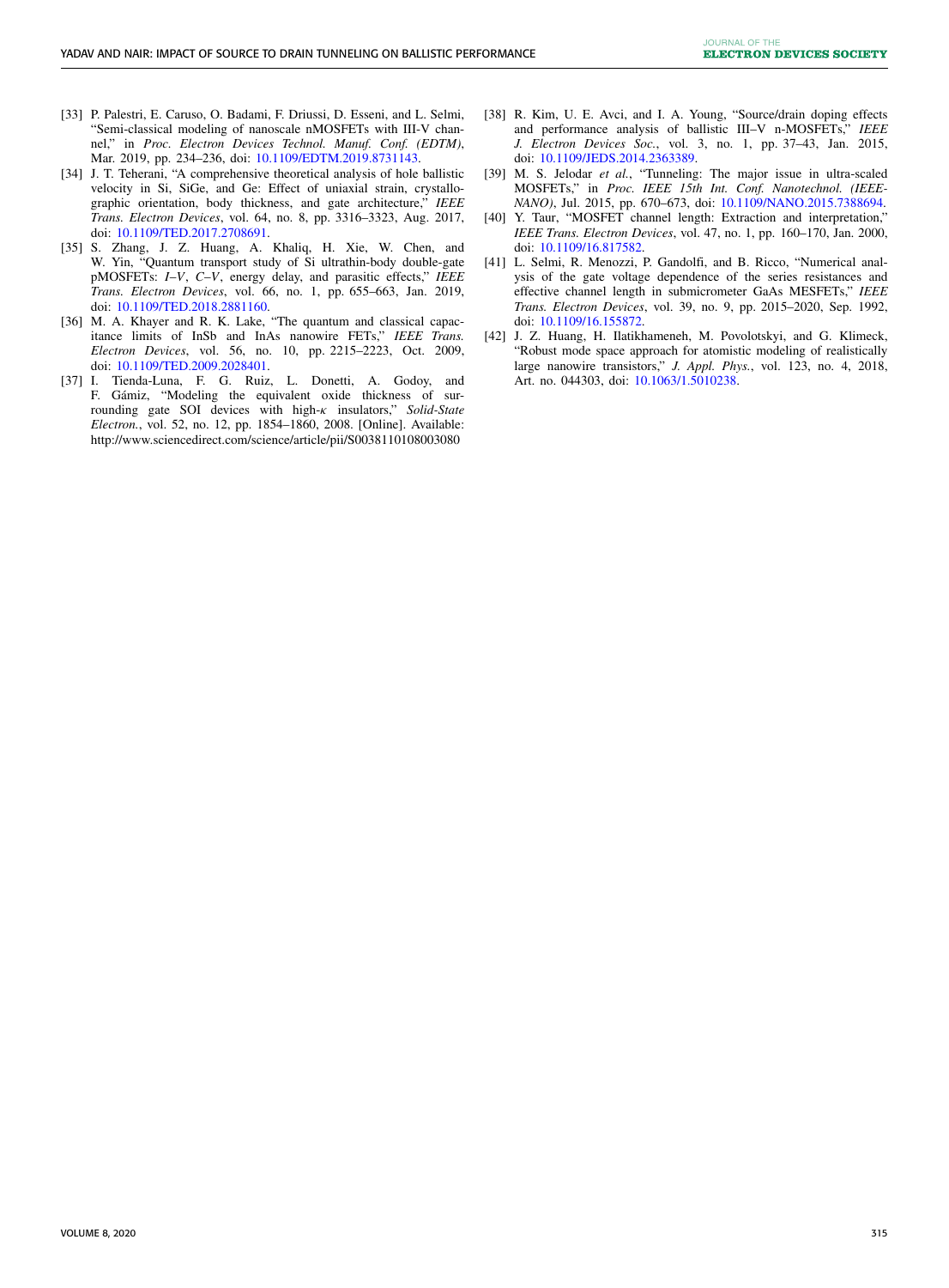[33] P. Palestri, E. Caruso, O. Badami, F. Driussi, D. Esseni, and L. Selmi, "Semi-classical modeling of nanoscale nMOSFETs with III-V channel," in *Proc. Electron Devices Technol. Manuf. Conf. (EDTM)*, Mar. 2019, pp. 234–236, doi: 10.1109/EDTM.2019.8731143.

[34] J. T. Teherani, "A comprehensive theoretical analysis of hole ballistic velocity in Si, SiGe, and Ge: Effect of uniaxial strain, crystallographic orientation, body thickness, and gate architecture," *IEEE Trans. Electron Devices*, vol. 64, no. 8, pp. 3316–3323, Aug. 2017, doi: 10.1109/TED.2017.2708691.

[35] S. Zhang, J. Z. Huang, A. Khaliq, H. Xie, W. Chen, and W. Yin, "Quantum transport study of Si ultrathin-body double-gate pMOSFETs: *I*–*V*, *C*–*V*, energy delay, and parasitic effects," *IEEE Trans. Electron Devices*, vol. 66, no. 1, pp. 655–663, Jan. 2019, doi: 10.1109/TED.2018.2881160.

[36] M. A. Khayer and R. K. Lake, "The quantum and classical capacitance limits of InSb and InAs nanowire FETs," *IEEE Trans. Electron Devices*, vol. 56, no. 10, pp. 2215–2223, Oct. 2009, doi: 10.1109/TED.2009.2028401.

[37] I. Tienda-Luna, F. G. Ruiz, L. Donetti, A. Godoy, and F. Gámiz, "Modeling the equivalent oxide thickness of surrounding gate SOI devices with high-$\kappa$ insulators," *Solid-State Electron.*, vol. 52, no. 12, pp. 1854–1860, 2008. [Online]. Available: http://www.sciencedirect.com/science/article/pii/S0038110108003080

[38] R. Kim, U. E. Avci, and I. A. Young, "Source/drain doping effects and performance analysis of ballistic III–V n-MOSFETs," *IEEE J. Electron Devices Soc.*, vol. 3, no. 1, pp. 37–43, Jan. 2015, doi: 10.1109/JEDS.2014.2363389.

[39] M. S. Jelodar *et al.*, "Tunneling: The major issue in ultra-scaled MOSFETs," in *Proc. IEEE 15th Int. Conf. Nanotechnol. (IEEE-NANO)*, Jul. 2015, pp. 670–673, doi: 10.1109/NANO.2015.7388694.

[40] Y. Taur, "MOSFET channel length: Extraction and interpretation," *IEEE Trans. Electron Devices*, vol. 47, no. 1, pp. 160–170, Jan. 2000, doi: 10.1109/16.817582.

[41] L. Selmi, R. Menozzi, P. Gandolfi, and B. Ricco, "Numerical analysis of the gate voltage dependence of the series resistances and effective channel length in submicrometer GaAs MESFETs," *IEEE Trans. Electron Devices*, vol. 39, no. 9, pp. 2015–2020, Sep. 1992, doi: 10.1109/16.155872.

[42] J. Z. Huang, H. Ilatikhameneh, M. Povolotskyi, and G. Klimeck, "Robust mode space approach for atomistic modeling of realistically large nanowire transistors," *J. Appl. Phys.*, vol. 123, no. 4, 2018, Art. no. 044303, doi: 10.1063/1.5010238.